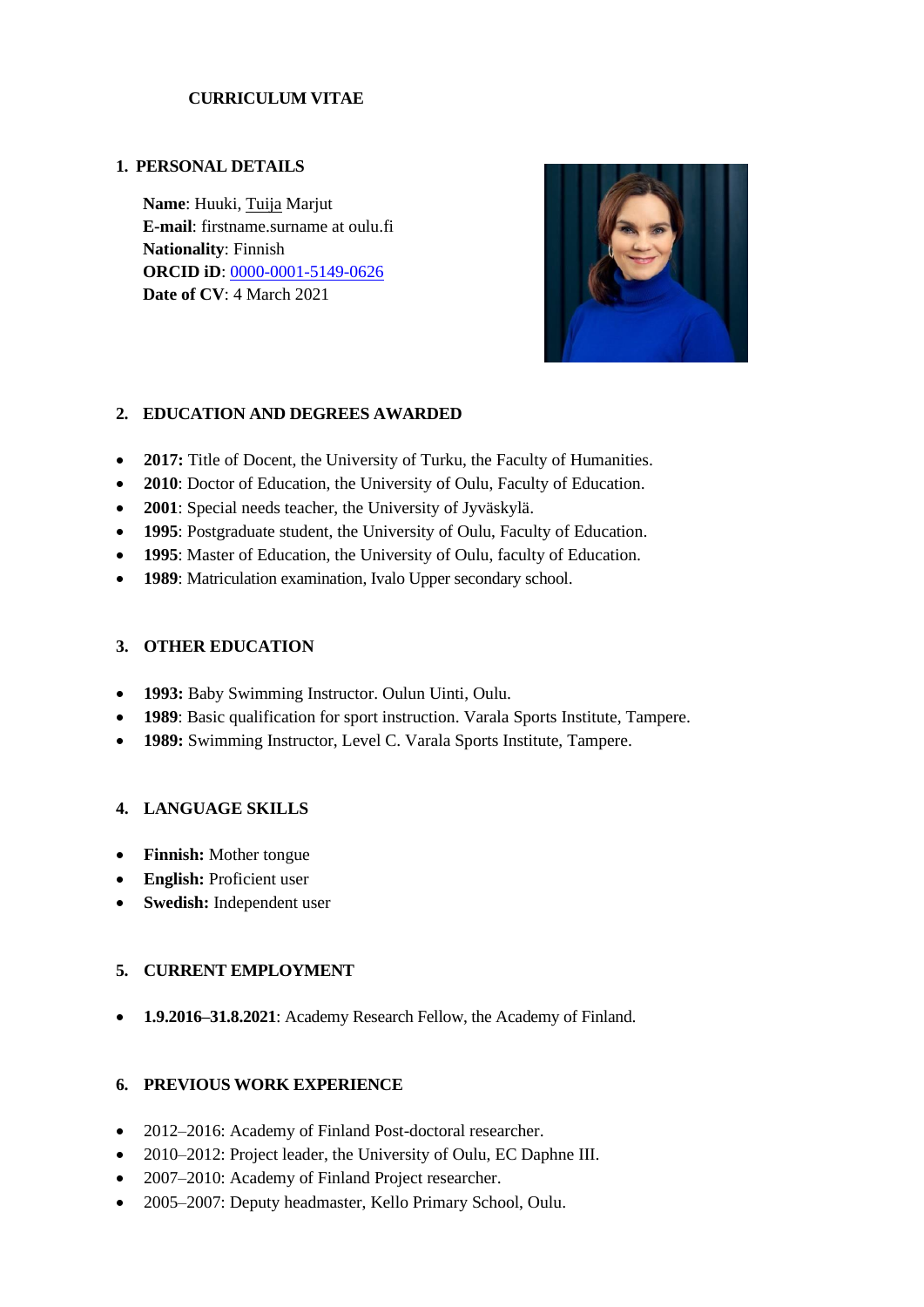# CURRICULUM VITAE

## 1. PERSONAL DETAILS

**Name**: Huuki, Tuija Marjut
**E-mail**: firstname.surname at oulu.fi
**Nationality**: Finnish
**ORCID iD**: 0000-0001-5149-0626
**Date of CV**: 4 March 2021

## 2. EDUCATION AND DEGREES AWARDED

- **2017:** Title of Docent, the University of Turku, the Faculty of Humanities.
- **2010**: Doctor of Education, the University of Oulu, Faculty of Education.
- **2001**: Special needs teacher, the University of Jyväskylä.
- **1995**: Postgraduate student, the University of Oulu, Faculty of Education.
- **1995**: Master of Education, the University of Oulu, faculty of Education.
- **1989**: Matriculation examination, Ivalo Upper secondary school.

## 3. OTHER EDUCATION

- **1993:** Baby Swimming Instructor. Oulun Uinti, Oulu.
- **1989**: Basic qualification for sport instruction. Varala Sports Institute, Tampere.
- **1989:** Swimming Instructor, Level C. Varala Sports Institute, Tampere.

## 4. LANGUAGE SKILLS

- **Finnish:** Mother tongue
- **English:** Proficient user
- **Swedish:** Independent user

## 5. CURRENT EMPLOYMENT

- **1.9.2016–31.8.2021**: Academy Research Fellow, the Academy of Finland.

## 6. PREVIOUS WORK EXPERIENCE

- 2012–2016: Academy of Finland Post-doctoral researcher.
- 2010–2012: Project leader, the University of Oulu, EC Daphne III.
- 2007–2010: Academy of Finland Project researcher.
- 2005–2007: Deputy headmaster, Kello Primary School, Oulu.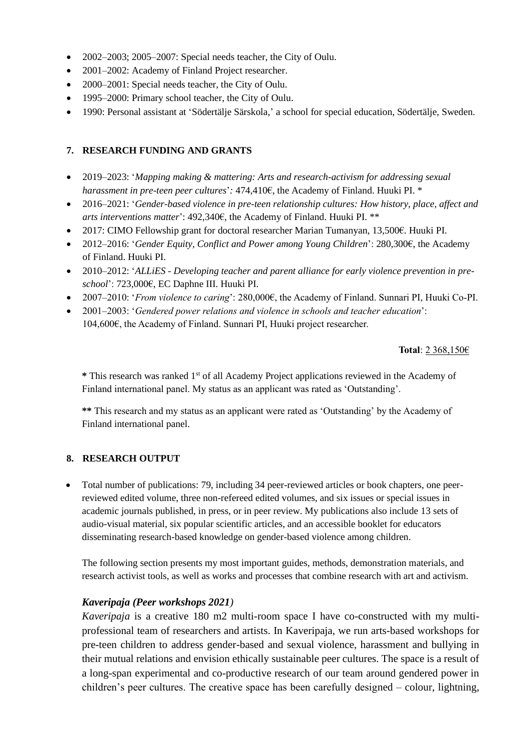- 2002–2003; 2005–2007: Special needs teacher, the City of Oulu.
- 2001–2002: Academy of Finland Project researcher.
- 2000–2001: Special needs teacher, the City of Oulu.
- 1995–2000: Primary school teacher, the City of Oulu.
- 1990: Personal assistant at 'Södertälje Särskola,' a school for special education, Södertälje, Sweden.

## 7. RESEARCH FUNDING AND GRANTS

- 2019–2023: '*Mapping making & mattering: Arts and research-activism for addressing sexual harassment in pre-teen peer cultures*'*:* 474,410€, the Academy of Finland. Huuki PI. *
- 2016–2021: '*Gender-based violence in pre-teen relationship cultures: How history, place, affect and arts interventions matter*': 492,340€, the Academy of Finland. Huuki PI. **
- 2017: CIMO Fellowship grant for doctoral researcher Marian Tumanyan, 13,500€. Huuki PI.
- 2012–2016: '*Gender Equity, Conflict and Power among Young Children*': 280,300€, the Academy of Finland. Huuki PI.
- 2010–2012: '*ALLiES - Developing teacher and parent alliance for early violence prevention in pre-school*': 723,000€, EC Daphne III. Huuki PI.
- 2007–2010: '*From violence to caring*': 280,000€, the Academy of Finland. Sunnari PI, Huuki Co-PI.
- 2001–2003: '*Gendered power relations and violence in schools and teacher education*': 104,600€, the Academy of Finland. Sunnari PI, Huuki project researcher.

**Total**: 2 368,150€

**\*** This research was ranked 1st of all Academy Project applications reviewed in the Academy of Finland international panel. My status as an applicant was rated as 'Outstanding'.

**\*\*** This research and my status as an applicant were rated as 'Outstanding' by the Academy of Finland international panel.

## 8. RESEARCH OUTPUT

- Total number of publications: 79, including 34 peer-reviewed articles or book chapters, one peer-reviewed edited volume, three non-refereed edited volumes, and six issues or special issues in academic journals published, in press, or in peer review. My publications also include 13 sets of audio-visual material, six popular scientific articles, and an accessible booklet for educators disseminating research-based knowledge on gender-based violence among children.

  The following section presents my most important guides, methods, demonstration materials, and research activist tools, as well as works and processes that combine research with art and activism.

### *Kaveripaja (Peer workshops 2021)*

*Kaveripaja* is a creative 180 m2 multi-room space I have co-constructed with my multi-professional team of researchers and artists. In Kaveripaja, we run arts-based workshops for pre-teen children to address gender-based and sexual violence, harassment and bullying in their mutual relations and envision ethically sustainable peer cultures. The space is a result of a long-span experimental and co-productive research of our team around gendered power in children's peer cultures. The creative space has been carefully designed – colour, lightning,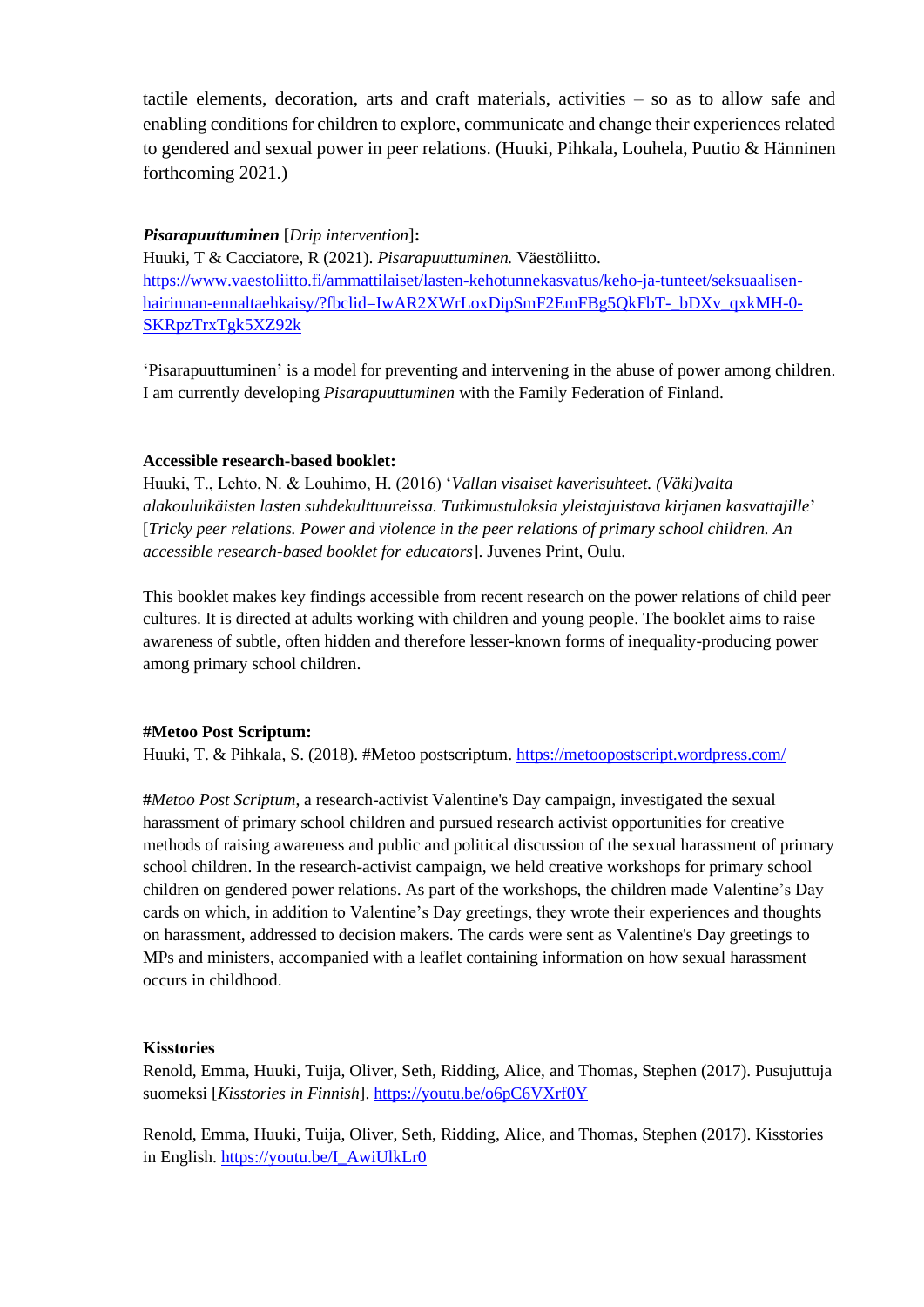tactile elements, decoration, arts and craft materials, activities – so as to allow safe and enabling conditions for children to explore, communicate and change their experiences related to gendered and sexual power in peer relations. (Huuki, Pihkala, Louhela, Puutio & Hänninen forthcoming 2021.)

***Pisarapuuttuminen*** [*Drip intervention*]**:**
Huuki, T & Cacciatore, R (2021). *Pisarapuuttuminen.* Väestöliitto.
https://www.vaestoliitto.fi/ammattilaiset/lasten-kehotunnekasvatus/keho-ja-tunteet/seksuaalisen-hairinnan-ennaltaehkaisy/?fbclid=IwAR2XWrLoxDipSmF2EmFBg5QkFbT-_bDXv_qxkMH-0-SKRpzTrxTgk5XZ92k

'Pisarapuuttuminen' is a model for preventing and intervening in the abuse of power among children. I am currently developing *Pisarapuuttuminen* with the Family Federation of Finland.

**Accessible research-based booklet:**
Huuki, T., Lehto, N. & Louhimo, H. (2016) '*Vallan visaiset kaverisuhteet. (Väki)valta alakouluikäisten lasten suhdekulttuureissa. Tutkimustuloksia yleistajuistava kirjanen kasvattajille*' [*Tricky peer relations. Power and violence in the peer relations of primary school children. An accessible research-based booklet for educators*]. Juvenes Print, Oulu.

This booklet makes key findings accessible from recent research on the power relations of child peer cultures. It is directed at adults working with children and young people. The booklet aims to raise awareness of subtle, often hidden and therefore lesser-known forms of inequality-producing power among primary school children.

**#Metoo Post Scriptum:**
Huuki, T. & Pihkala, S. (2018). #Metoo postscriptum. https://metoopostscript.wordpress.com/

*#Metoo Post Scriptum*, a research-activist Valentine's Day campaign, investigated the sexual harassment of primary school children and pursued research activist opportunities for creative methods of raising awareness and public and political discussion of the sexual harassment of primary school children. In the research-activist campaign, we held creative workshops for primary school children on gendered power relations. As part of the workshops, the children made Valentine's Day cards on which, in addition to Valentine's Day greetings, they wrote their experiences and thoughts on harassment, addressed to decision makers. The cards were sent as Valentine's Day greetings to MPs and ministers, accompanied with a leaflet containing information on how sexual harassment occurs in childhood.

**Kisstories**
Renold, Emma, Huuki, Tuija, Oliver, Seth, Ridding, Alice, and Thomas, Stephen (2017). Pusujuttuja suomeksi [*Kisstories in Finnish*]. https://youtu.be/o6pC6VXrf0Y

Renold, Emma, Huuki, Tuija, Oliver, Seth, Ridding, Alice, and Thomas, Stephen (2017). Kisstories in English. https://youtu.be/I_AwiUlkLr0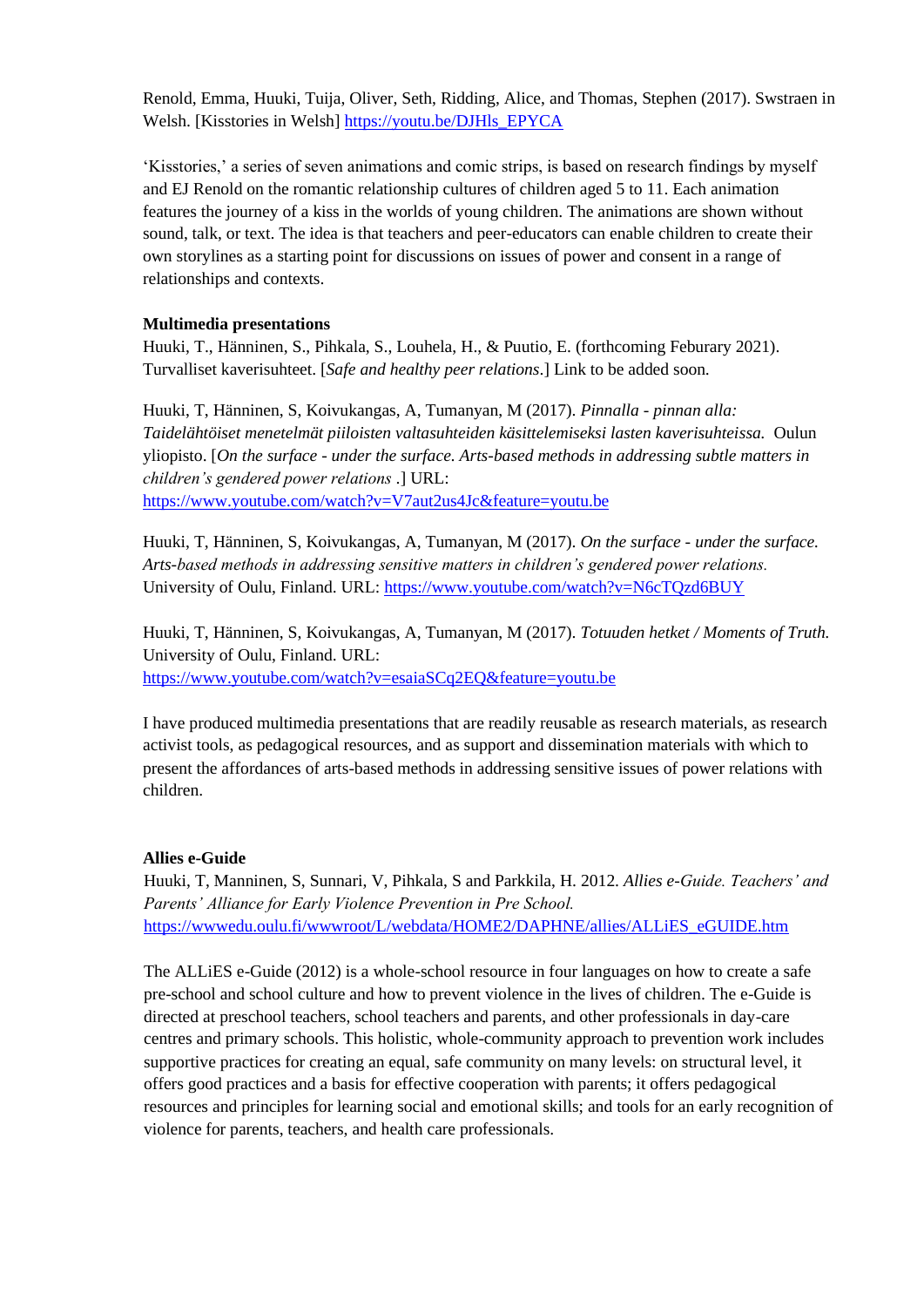Renold, Emma, Huuki, Tuija, Oliver, Seth, Ridding, Alice, and Thomas, Stephen (2017). Swstraen in Welsh. [Kisstories in Welsh] https://youtu.be/DJHls_EPYCA

'Kisstories,' a series of seven animations and comic strips, is based on research findings by myself and EJ Renold on the romantic relationship cultures of children aged 5 to 11. Each animation features the journey of a kiss in the worlds of young children. The animations are shown without sound, talk, or text. The idea is that teachers and peer-educators can enable children to create their own storylines as a starting point for discussions on issues of power and consent in a range of relationships and contexts.

**Multimedia presentations**
Huuki, T., Hänninen, S., Pihkala, S., Louhela, H., & Puutio, E. (forthcoming Feburary 2021). Turvalliset kaverisuhteet. [*Safe and healthy peer relations*.] Link to be added soon.

Huuki, T, Hänninen, S, Koivukangas, A, Tumanyan, M (2017). *Pinnalla - pinnan alla: Taidelähtöiset menetelmät piiloisten valtasuhteiden käsittelemiseksi lasten kaverisuhteissa.* Oulun yliopisto. [*On the surface - under the surface. Arts-based methods in addressing subtle matters in children's gendered power relations* .] URL: https://www.youtube.com/watch?v=V7aut2us4Jc&feature=youtu.be

Huuki, T, Hänninen, S, Koivukangas, A, Tumanyan, M (2017). *On the surface - under the surface. Arts-based methods in addressing sensitive matters in children's gendered power relations.* University of Oulu, Finland. URL: https://www.youtube.com/watch?v=N6cTQzd6BUY

Huuki, T, Hänninen, S, Koivukangas, A, Tumanyan, M (2017). *Totuuden hetket / Moments of Truth.* University of Oulu, Finland. URL: https://www.youtube.com/watch?v=esaiaSCq2EQ&feature=youtu.be

I have produced multimedia presentations that are readily reusable as research materials, as research activist tools, as pedagogical resources, and as support and dissemination materials with which to present the affordances of arts-based methods in addressing sensitive issues of power relations with children.

**Allies e-Guide**
Huuki, T, Manninen, S, Sunnari, V, Pihkala, S and Parkkila, H. 2012. *Allies e-Guide. Teachers' and Parents' Alliance for Early Violence Prevention in Pre School.* https://wwwedu.oulu.fi/wwwroot/L/webdata/HOME2/DAPHNE/allies/ALLiES_eGUIDE.htm

The ALLiES e-Guide (2012) is a whole-school resource in four languages on how to create a safe pre-school and school culture and how to prevent violence in the lives of children. The e-Guide is directed at preschool teachers, school teachers and parents, and other professionals in day-care centres and primary schools. This holistic, whole-community approach to prevention work includes supportive practices for creating an equal, safe community on many levels: on structural level, it offers good practices and a basis for effective cooperation with parents; it offers pedagogical resources and principles for learning social and emotional skills; and tools for an early recognition of violence for parents, teachers, and health care professionals.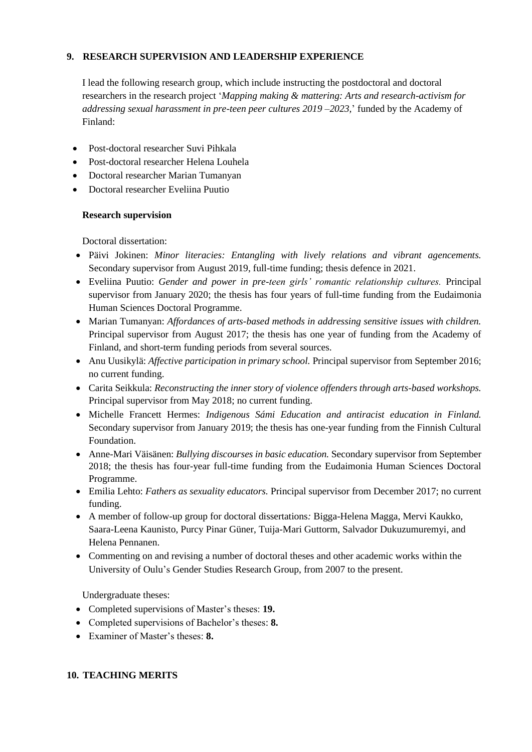## 9. RESEARCH SUPERVISION AND LEADERSHIP EXPERIENCE

I lead the following research group, which include instructing the postdoctoral and doctoral researchers in the research project '*Mapping making & mattering: Arts and research-activism for addressing sexual harassment in pre-teen peer cultures 2019 –2023*,' funded by the Academy of Finland:

- Post-doctoral researcher Suvi Pihkala
- Post-doctoral researcher Helena Louhela
- Doctoral researcher Marian Tumanyan
- Doctoral researcher Eveliina Puutio

### Research supervision

Doctoral dissertation:

- Päivi Jokinen: *Minor literacies: Entangling with lively relations and vibrant agencements.* Secondary supervisor from August 2019, full-time funding; thesis defence in 2021.
- Eveliina Puutio: *Gender and power in pre-teen girls' romantic relationship cultures.* Principal supervisor from January 2020; the thesis has four years of full-time funding from the Eudaimonia Human Sciences Doctoral Programme.
- Marian Tumanyan: *Affordances of arts-based methods in addressing sensitive issues with children.* Principal supervisor from August 2017; the thesis has one year of funding from the Academy of Finland, and short-term funding periods from several sources.
- Anu Uusikylä: *Affective participation in primary school.* Principal supervisor from September 2016; no current funding.
- Carita Seikkula: *Reconstructing the inner story of violence offenders through arts-based workshops.* Principal supervisor from May 2018; no current funding.
- Michelle Francett Hermes: *Indigenous Sámi Education and antiracist education in Finland.* Secondary supervisor from January 2019; the thesis has one-year funding from the Finnish Cultural Foundation.
- Anne-Mari Väisänen: *Bullying discourses in basic education.* Secondary supervisor from September 2018; the thesis has four-year full-time funding from the Eudaimonia Human Sciences Doctoral Programme.
- Emilia Lehto: *Fathers as sexuality educators.* Principal supervisor from December 2017; no current funding.
- A member of follow-up group for doctoral dissertations*:* Bigga-Helena Magga, Mervi Kaukko, Saara-Leena Kaunisto, Purcy Pinar Güner, Tuija-Mari Guttorm, Salvador Dukuzumuremyi, and Helena Pennanen.
- Commenting on and revising a number of doctoral theses and other academic works within the University of Oulu's Gender Studies Research Group, from 2007 to the present.

Undergraduate theses:

- Completed supervisions of Master's theses: **19.**
- Completed supervisions of Bachelor's theses: **8.**
- Examiner of Master's theses: **8.**

## 10. TEACHING MERITS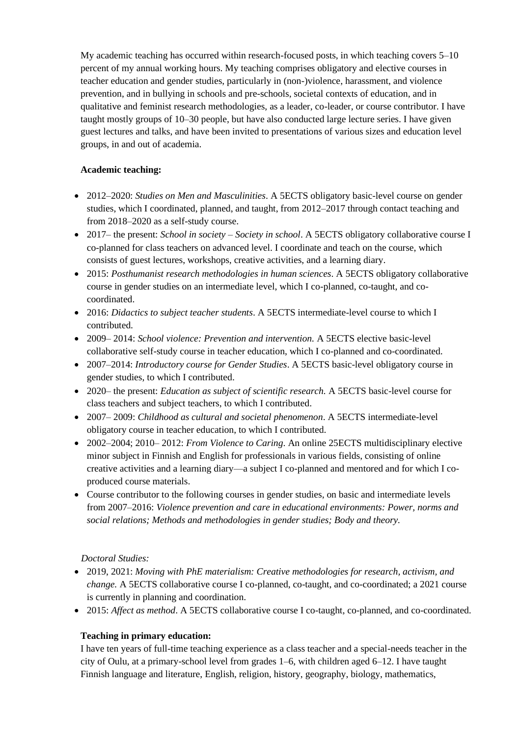My academic teaching has occurred within research-focused posts, in which teaching covers 5–10 percent of my annual working hours. My teaching comprises obligatory and elective courses in teacher education and gender studies, particularly in (non-)violence, harassment, and violence prevention, and in bullying in schools and pre-schools, societal contexts of education, and in qualitative and feminist research methodologies, as a leader, co-leader, or course contributor. I have taught mostly groups of 10–30 people, but have also conducted large lecture series. I have given guest lectures and talks, and have been invited to presentations of various sizes and education level groups, in and out of academia.

**Academic teaching:**

- 2012–2020: *Studies on Men and Masculinities*. A 5ECTS obligatory basic-level course on gender studies, which I coordinated, planned, and taught, from 2012–2017 through contact teaching and from 2018–2020 as a self-study course.
- 2017– the present: *School in society – Society in school*. A 5ECTS obligatory collaborative course I co-planned for class teachers on advanced level. I coordinate and teach on the course, which consists of guest lectures, workshops, creative activities, and a learning diary.
- 2015: *Posthumanist research methodologies in human sciences*. A 5ECTS obligatory collaborative course in gender studies on an intermediate level, which I co-planned, co-taught, and co-coordinated.
- 2016: *Didactics to subject teacher students*. A 5ECTS intermediate-level course to which I contributed.
- 2009– 2014: *School violence: Prevention and intervention.* A 5ECTS elective basic-level collaborative self-study course in teacher education, which I co-planned and co-coordinated.
- 2007–2014: *Introductory course for Gender Studies*. A 5ECTS basic-level obligatory course in gender studies, to which I contributed.
- 2020– the present: *Education as subject of scientific research.* A 5ECTS basic-level course for class teachers and subject teachers, to which I contributed.
- 2007– 2009: *Childhood as cultural and societal phenomenon*. A 5ECTS intermediate-level obligatory course in teacher education, to which I contributed.
- 2002–2004; 2010– 2012: *From Violence to Caring.* An online 25ECTS multidisciplinary elective minor subject in Finnish and English for professionals in various fields, consisting of online creative activities and a learning diary—a subject I co-planned and mentored and for which I co-produced course materials.
- Course contributor to the following courses in gender studies, on basic and intermediate levels from 2007–2016: *Violence prevention and care in educational environments: Power, norms and social relations; Methods and methodologies in gender studies; Body and theory.*

*Doctoral Studies:*

- 2019, 2021: *Moving with PhE materialism: Creative methodologies for research, activism, and change.* A 5ECTS collaborative course I co-planned, co-taught, and co-coordinated; a 2021 course is currently in planning and coordination.
- 2015: *Affect as method*. A 5ECTS collaborative course I co-taught, co-planned, and co-coordinated.

**Teaching in primary education:**

I have ten years of full-time teaching experience as a class teacher and a special-needs teacher in the city of Oulu, at a primary-school level from grades 1–6, with children aged 6–12. I have taught Finnish language and literature, English, religion, history, geography, biology, mathematics,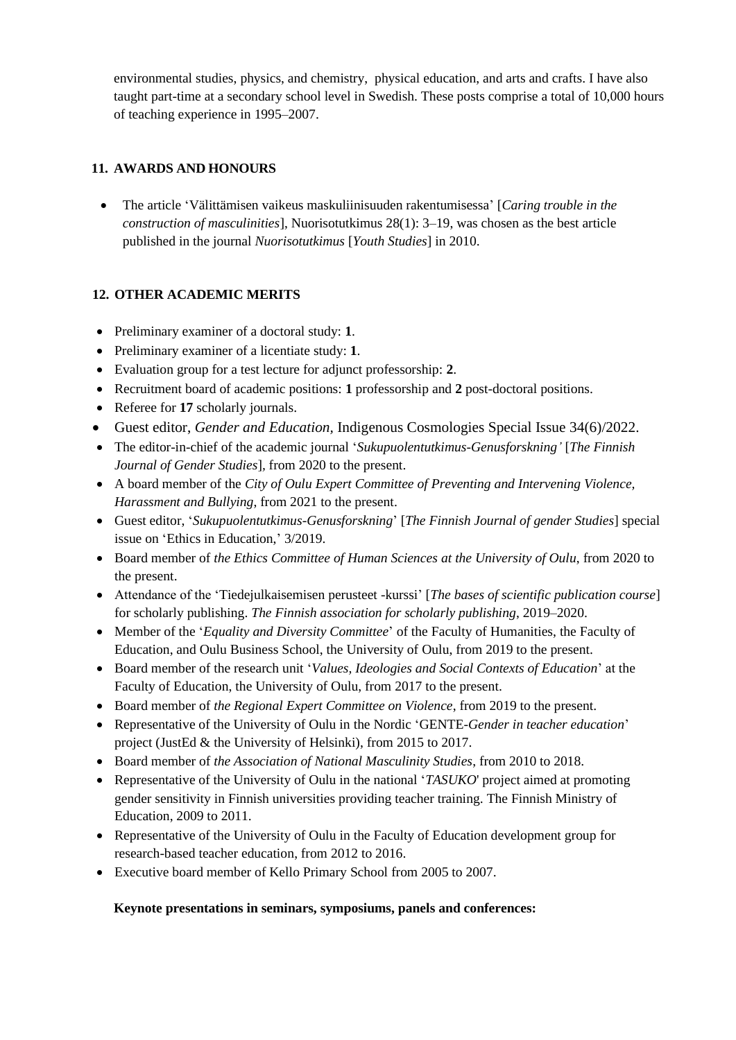environmental studies, physics, and chemistry, physical education, and arts and crafts. I have also taught part-time at a secondary school level in Swedish. These posts comprise a total of 10,000 hours of teaching experience in 1995–2007.

## 11. AWARDS AND HONOURS

- The article 'Välittämisen vaikeus maskuliinisuuden rakentumisessa' [*Caring trouble in the construction of masculinities*], Nuorisotutkimus 28(1): 3–19, was chosen as the best article published in the journal *Nuorisotutkimus* [*Youth Studies*] in 2010.

## 12. OTHER ACADEMIC MERITS

- Preliminary examiner of a doctoral study: **1**.
- Preliminary examiner of a licentiate study: **1**.
- Evaluation group for a test lecture for adjunct professorship: **2**.
- Recruitment board of academic positions: **1** professorship and **2** post-doctoral positions.
- Referee for **17** scholarly journals.
- Guest editor, *Gender and Education*, Indigenous Cosmologies Special Issue 34(6)/2022.
- The editor-in-chief of the academic journal '*Sukupuolentutkimus-Genusforskning'* [*The Finnish Journal of Gender Studies*], from 2020 to the present.
- A board member of the *City of Oulu Expert Committee of Preventing and Intervening Violence, Harassment and Bullying*, from 2021 to the present.
- Guest editor, '*Sukupuolentutkimus-Genusforskning*' [*The Finnish Journal of gender Studies*] special issue on 'Ethics in Education,' 3/2019.
- Board member of *the Ethics Committee of Human Sciences at the University of Oulu*, from 2020 to the present.
- Attendance of the 'Tiedejulkaisemisen perusteet -kurssi' [*The bases of scientific publication course*] for scholarly publishing. *The Finnish association for scholarly publishing*, 2019–2020.
- Member of the '*Equality and Diversity Committee*' of the Faculty of Humanities, the Faculty of Education, and Oulu Business School, the University of Oulu, from 2019 to the present.
- Board member of the research unit '*Values, Ideologies and Social Contexts of Education*' at the Faculty of Education, the University of Oulu, from 2017 to the present.
- Board member of *the Regional Expert Committee on Violence*, from 2019 to the present.
- Representative of the University of Oulu in the Nordic 'GENTE-*Gender in teacher education*' project (JustEd & the University of Helsinki), from 2015 to 2017.
- Board member of *the Association of National Masculinity Studies*, from 2010 to 2018.
- Representative of the University of Oulu in the national '*TASUKO*' project aimed at promoting gender sensitivity in Finnish universities providing teacher training. The Finnish Ministry of Education, 2009 to 2011.
- Representative of the University of Oulu in the Faculty of Education development group for research-based teacher education, from 2012 to 2016.
- Executive board member of Kello Primary School from 2005 to 2007.

**Keynote presentations in seminars, symposiums, panels and conferences:**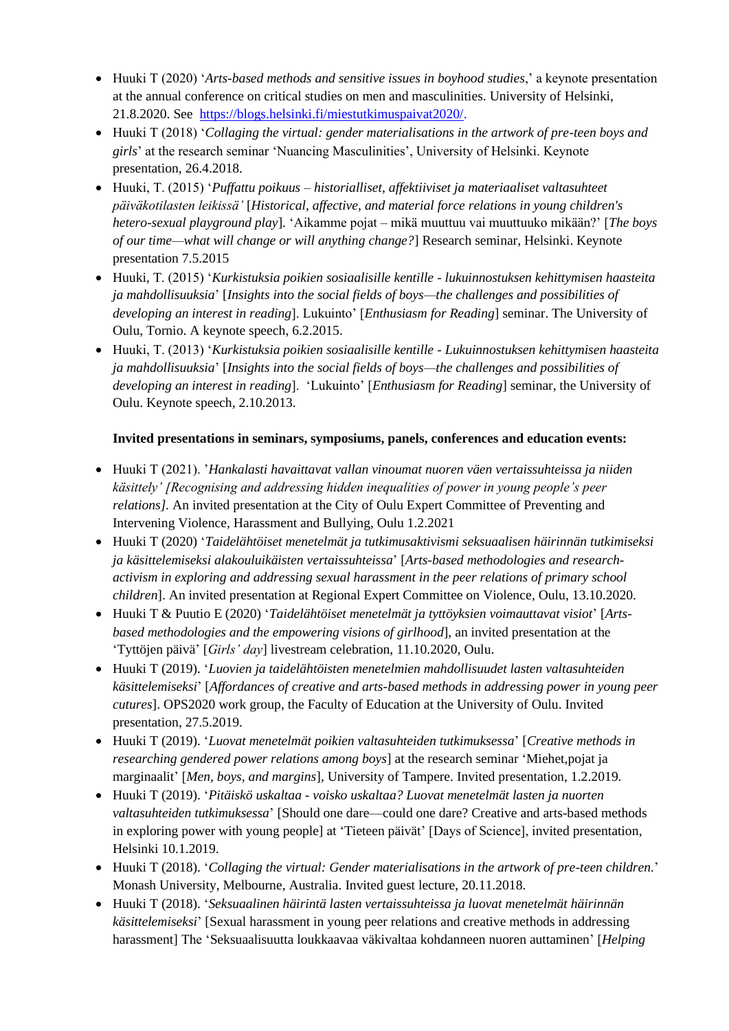- Huuki T (2020) '*Arts-based methods and sensitive issues in boyhood studies*,' a keynote presentation at the annual conference on critical studies on men and masculinities. University of Helsinki, 21.8.2020. See https://blogs.helsinki.fi/miestutkimuspaivat2020/.
- Huuki T (2018) '*Collaging the virtual: gender materialisations in the artwork of pre-teen boys and girls*' at the research seminar 'Nuancing Masculinities', University of Helsinki. Keynote presentation, 26.4.2018.
- Huuki, T. (2015) '*Puffattu poikuus – historialliset, affektiiviset ja materiaaliset valtasuhteet päiväkotilasten leikissä'* [*Historical, affective, and material force relations in young children's hetero-sexual playground play*]. 'Aikamme pojat – mikä muuttuu vai muuttuuko mikään?' [*The boys of our time—what will change or will anything change?*] Research seminar, Helsinki. Keynote presentation 7.5.2015
- Huuki, T. (2015) '*Kurkistuksia poikien sosiaalisille kentille - lukuinnostuksen kehittymisen haasteita ja mahdollisuuksia*' [*Insights into the social fields of boys—the challenges and possibilities of developing an interest in reading*]. Lukuinto' [*Enthusiasm for Reading*] seminar. The University of Oulu, Tornio. A keynote speech, 6.2.2015.
- Huuki, T. (2013) '*Kurkistuksia poikien sosiaalisille kentille - Lukuinnostuksen kehittymisen haasteita ja mahdollisuuksia*' [*Insights into the social fields of boys—the challenges and possibilities of developing an interest in reading*]. 'Lukuinto' [*Enthusiasm for Reading*] seminar, the University of Oulu. Keynote speech, 2.10.2013.

**Invited presentations in seminars, symposiums, panels, conferences and education events:**

- Huuki T (2021). '*Hankalasti havaittavat vallan vinoumat nuoren väen vertaissuhteissa ja niiden käsittely' [Recognising and addressing hidden inequalities of power in young people's peer relations].* An invited presentation at the City of Oulu Expert Committee of Preventing and Intervening Violence, Harassment and Bullying, Oulu 1.2.2021
- Huuki T (2020) '*Taidelähtöiset menetelmät ja tutkimusaktivismi seksuaalisen häirinnän tutkimiseksi ja käsittelemiseksi alakouluikäisten vertaissuhteissa*' [*Arts-based methodologies and research-activism in exploring and addressing sexual harassment in the peer relations of primary school children*]. An invited presentation at Regional Expert Committee on Violence, Oulu, 13.10.2020.
- Huuki T & Puutio E (2020) '*Taidelähtöiset menetelmät ja tyttöyksien voimauttavat visiot*' [*Arts-based methodologies and the empowering visions of girlhood*], an invited presentation at the 'Tyttöjen päivä' [*Girls' day*] livestream celebration, 11.10.2020, Oulu.
- Huuki T (2019). '*Luovien ja taidelähtöisten menetelmien mahdollisuudet lasten valtasuhteiden käsittelemiseksi*' [*Affordances of creative and arts-based methods in addressing power in young peer cutures*]. OPS2020 work group, the Faculty of Education at the University of Oulu. Invited presentation, 27.5.2019.
- Huuki T (2019). '*Luovat menetelmät poikien valtasuhteiden tutkimuksessa*' [*Creative methods in researching gendered power relations among boys*] at the research seminar 'Miehet,pojat ja marginaalit' [*Men, boys, and margins*], University of Tampere. Invited presentation, 1.2.2019.
- Huuki T (2019). '*Pitäiskö uskaltaa - voisko uskaltaa? Luovat menetelmät lasten ja nuorten valtasuhteiden tutkimuksessa*' [Should one dare—could one dare? Creative and arts-based methods in exploring power with young people] at 'Tieteen päivät' [Days of Science], invited presentation, Helsinki 10.1.2019.
- Huuki T (2018). '*Collaging the virtual: Gender materialisations in the artwork of pre-teen children.*' Monash University, Melbourne, Australia. Invited guest lecture, 20.11.2018.
- Huuki T (2018). '*Seksuaalinen häirintä lasten vertaissuhteissa ja luovat menetelmät häirinnän käsittelemiseksi*' [Sexual harassment in young peer relations and creative methods in addressing harassment] The 'Seksuaalisuutta loukkaavaa väkivaltaa kohdanneen nuoren auttaminen' [*Helping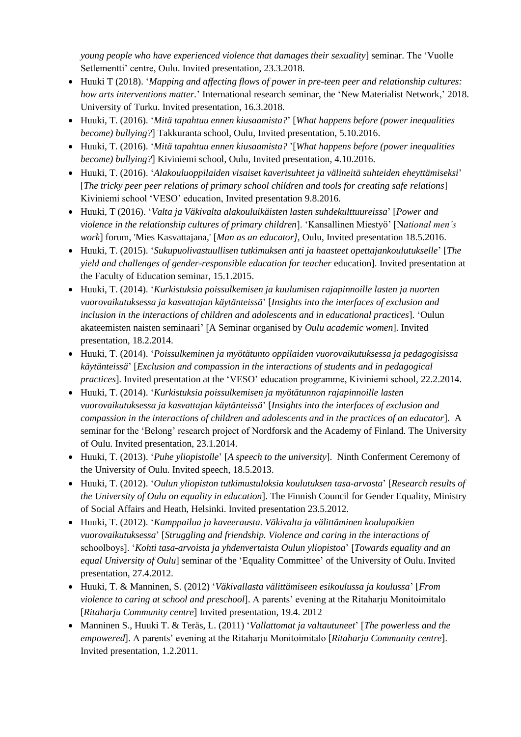*young people who have experienced violence that damages their sexuality*] seminar. The 'Vuolle Setlementti' centre, Oulu. Invited presentation, 23.3.2018.

- Huuki T (2018). '*Mapping and affecting flows of power in pre-teen peer and relationship cultures: how arts interventions matter.*' International research seminar, the 'New Materialist Network,' 2018. University of Turku. Invited presentation, 16.3.2018.
- Huuki, T. (2016). '*Mitä tapahtuu ennen kiusaamista?*' [*What happens before (power inequalities become) bullying?*] Takkuranta school, Oulu, Invited presentation, 5.10.2016.
- Huuki, T. (2016). '*Mitä tapahtuu ennen kiusaamista?* '[*What happens before (power inequalities become) bullying?*] Kiviniemi school, Oulu, Invited presentation, 4.10.2016.
- Huuki, T. (2016). '*Alakouluoppilaiden visaiset kaverisuhteet ja välineitä suhteiden eheyttämiseksi*' [*The tricky peer peer relations of primary school children and tools for creating safe relations*] Kiviniemi school 'VESO' education, Invited presentation 9.8.2016.
- Huuki, T (2016). '*Valta ja Väkivalta alakouluikäisten lasten suhdekulttuureissa*' [*Power and violence in the relationship cultures of primary children*]. 'Kansallinen Miestyö' [N*ational men's work*] forum, 'Mies Kasvattajana,' [*Man as an educator],* Oulu, Invited presentation 18.5.2016.
- Huuki, T. (2015). '*Sukupuolivastuullisen tutkimuksen anti ja haasteet opettajankoulutukselle*' [*The yield and challenges of gender-responsible education for teacher* education]. Invited presentation at the Faculty of Education seminar, 15.1.2015.
- Huuki, T. (2014). '*Kurkistuksia poissulkemisen ja kuulumisen rajapinnoille lasten ja nuorten vuorovaikutuksessa ja kasvattajan käytänteissä*' [*Insights into the interfaces of exclusion and inclusion in the interactions of children and adolescents and in educational practices*]. 'Oulun akateemisten naisten seminaari' [A Seminar organised by *Oulu academic women*]. Invited presentation, 18.2.2014.
- Huuki, T. (2014). '*Poissulkeminen ja myötätunto oppilaiden vuorovaikutuksessa ja pedagogisissa käytänteissä*' [*Exclusion and compassion in the interactions of students and in pedagogical practices*]. Invited presentation at the 'VESO' education programme, Kiviniemi school, 22.2.2014.
- Huuki, T. (2014). '*Kurkistuksia poissulkemisen ja myötätunnon rajapinnoille lasten vuorovaikutuksessa ja kasvattajan käytänteissä*' [*Insights into the interfaces of exclusion and compassion in the interactions of children and adolescents and in the practices of an educator*]. A seminar for the 'Belong' research project of Nordforsk and the Academy of Finland. The University of Oulu. Invited presentation, 23.1.2014.
- Huuki, T. (2013). '*Puhe yliopistolle*' [*A speech to the university*]. Ninth Conferment Ceremony of the University of Oulu. Invited speech, 18.5.2013.
- Huuki, T. (2012). '*Oulun yliopiston tutkimustuloksia koulutuksen tasa-arvosta*' [*Research results of the University of Oulu on equality in education*]. The Finnish Council for Gender Equality, Ministry of Social Affairs and Heath, Helsinki. Invited presentation 23.5.2012.
- Huuki, T. (2012). '*Kamppailua ja kaveerausta. Väkivalta ja välittäminen koulupoikien vuorovaikutuksessa*' [*Struggling and friendship. Violence and caring in the interactions of* schoolboys]. '*Kohti tasa-arvoista ja yhdenvertaista Oulun yliopistoa*' [*Towards equality and an equal University of Oulu*] seminar of the 'Equality Committee' of the University of Oulu. Invited presentation, 27.4.2012.
- Huuki, T. & Manninen, S. (2012) '*Väkivallasta välittämiseen esikoulussa ja koulussa*' [*From violence to caring at school and preschool*]. A parents' evening at the Ritaharju Monitoimitalo [*Ritaharju Community centre*] Invited presentation, 19.4. 2012
- Manninen S., Huuki T. & Teräs, L. (2011) '*Vallattomat ja valtautuneet*' [*The powerless and the empowered*]. A parents' evening at the Ritaharju Monitoimitalo [*Ritaharju Community centre*]. Invited presentation, 1.2.2011.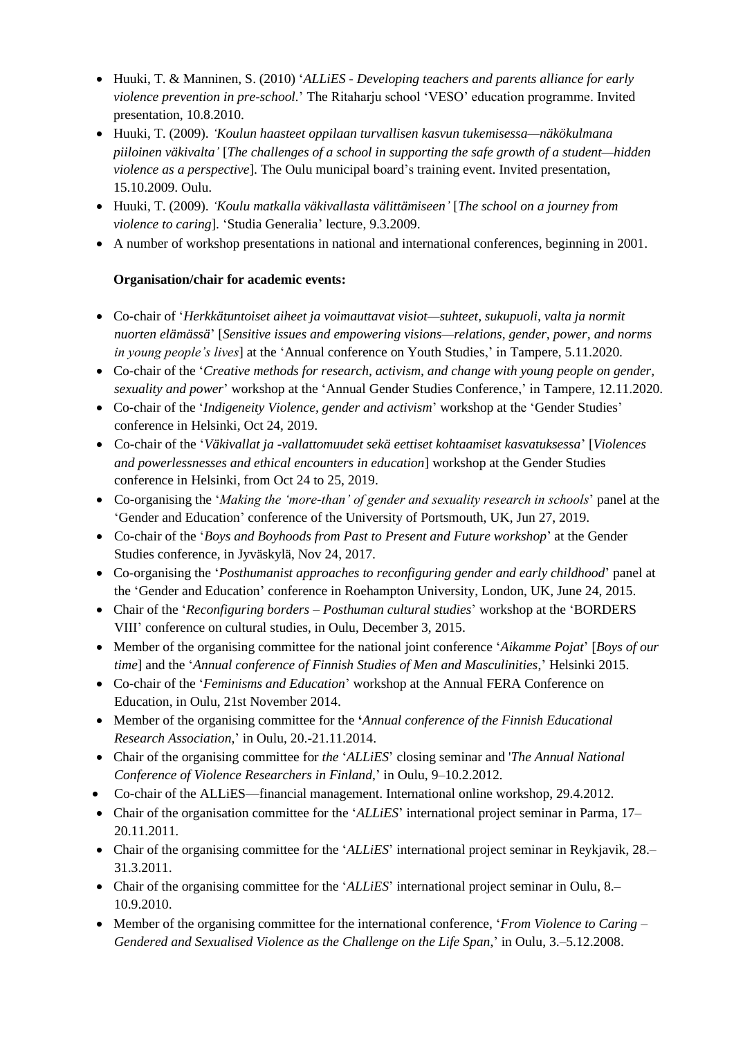- Huuki, T. & Manninen, S. (2010) '*ALLiES - Developing teachers and parents alliance for early violence prevention in pre-school*.' The Ritaharju school 'VESO' education programme. Invited presentation, 10.8.2010.
- Huuki, T. (2009). *'Koulun haasteet oppilaan turvallisen kasvun tukemisessa—näkökulmana piiloinen väkivalta'* [*The challenges of a school in supporting the safe growth of a student—hidden violence as a perspective*]. The Oulu municipal board's training event. Invited presentation, 15.10.2009. Oulu.
- Huuki, T. (2009). *'Koulu matkalla väkivallasta välittämiseen'* [*The school on a journey from violence to caring*]. 'Studia Generalia' lecture, 9.3.2009.
- A number of workshop presentations in national and international conferences, beginning in 2001.

**Organisation/chair for academic events:**

- Co-chair of '*Herkkätuntoiset aiheet ja voimauttavat visiot—suhteet, sukupuoli, valta ja normit nuorten elämässä*' [*Sensitive issues and empowering visions—relations, gender, power, and norms in young people's lives*] at the 'Annual conference on Youth Studies,' in Tampere, 5.11.2020.
- Co-chair of the '*Creative methods for research, activism, and change with young people on gender, sexuality and power*' workshop at the 'Annual Gender Studies Conference,' in Tampere, 12.11.2020.
- Co-chair of the '*Indigeneity Violence, gender and activism*' workshop at the 'Gender Studies' conference in Helsinki, Oct 24, 2019.
- Co-chair of the '*Väkivallat ja -vallattomuudet sekä eettiset kohtaamiset kasvatuksessa*' [*Violences and powerlessnesses and ethical encounters in education*] workshop at the Gender Studies conference in Helsinki, from Oct 24 to 25, 2019.
- Co-organising the '*Making the 'more-than' of gender and sexuality research in schools*' panel at the 'Gender and Education' conference of the University of Portsmouth, UK, Jun 27, 2019.
- Co-chair of the '*Boys and Boyhoods from Past to Present and Future workshop*' at the Gender Studies conference, in Jyväskylä, Nov 24, 2017.
- Co-organising the '*Posthumanist approaches to reconfiguring gender and early childhood*' panel at the 'Gender and Education' conference in Roehampton University, London, UK, June 24, 2015.
- Chair of the '*Reconfiguring borders – Posthuman cultural studies*' workshop at the 'BORDERS VIII' conference on cultural studies, in Oulu, December 3, 2015.
- Member of the organising committee for the national joint conference '*Aikamme Pojat*' [*Boys of our time*] and the '*Annual conference of Finnish Studies of Men and Masculinities*,' Helsinki 2015.
- Co-chair of the '*Feminisms and Education*' workshop at the Annual FERA Conference on Education, in Oulu, 21st November 2014.
- Member of the organising committee for the **'***Annual conference of the Finnish Educational Research Association*,' in Oulu, 20.-21.11.2014.
- Chair of the organising committee for *the* '*ALLiES*' closing seminar and '*The Annual National Conference of Violence Researchers in Finland*,' in Oulu, 9–10.2.2012.
- Co-chair of the ALLiES—financial management. International online workshop, 29.4.2012.
- Chair of the organisation committee for the '*ALLiES*' international project seminar in Parma, 17–20.11.2011.
- Chair of the organising committee for the '*ALLiES*' international project seminar in Reykjavik, 28.–31.3.2011.
- Chair of the organising committee for the '*ALLiES*' international project seminar in Oulu, 8.–10.9.2010.
- Member of the organising committee for the international conference, '*From Violence to Caring – Gendered and Sexualised Violence as the Challenge on the Life Span*,' in Oulu, 3.–5.12.2008.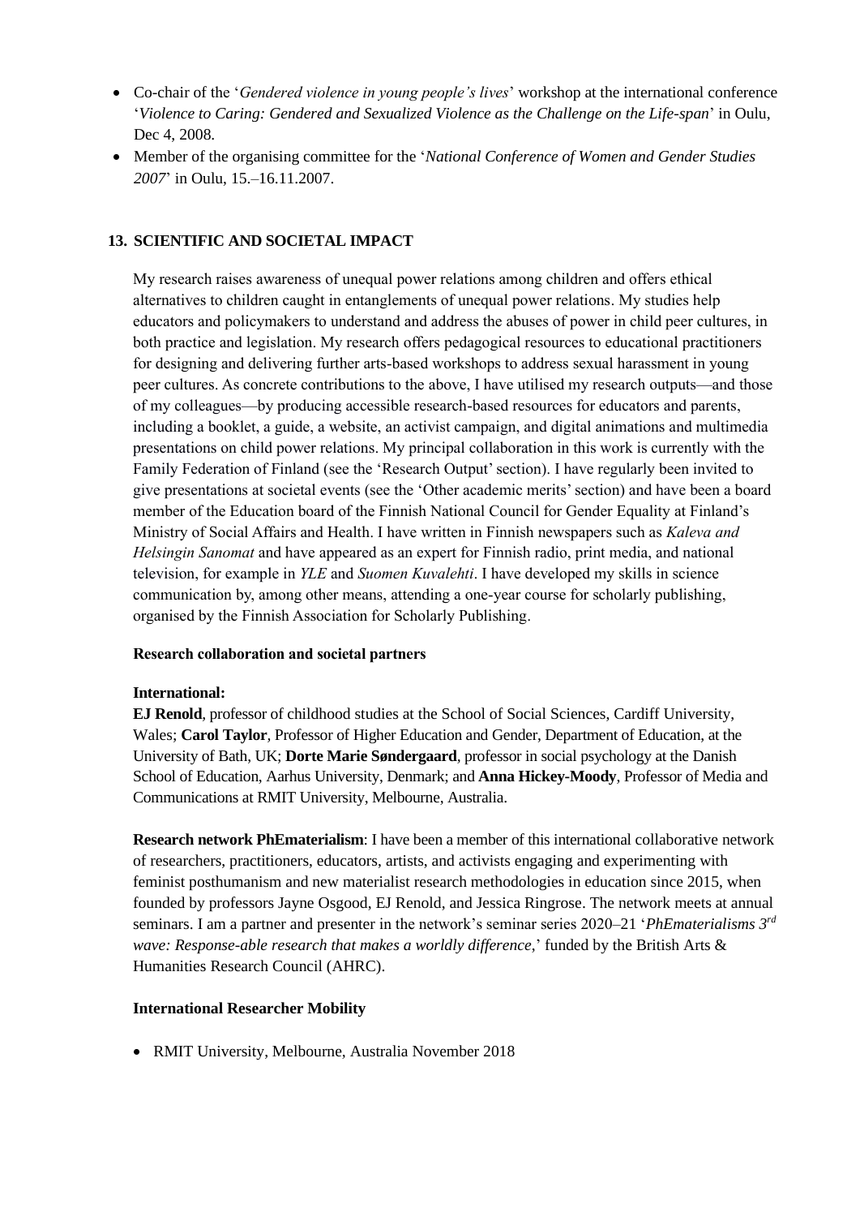- Co-chair of the '*Gendered violence in young people's lives*' workshop at the international conference '*Violence to Caring: Gendered and Sexualized Violence as the Challenge on the Life-span*' in Oulu, Dec 4, 2008.
- Member of the organising committee for the '*National Conference of Women and Gender Studies 2007*' in Oulu, 15.–16.11.2007.

## 13. SCIENTIFIC AND SOCIETAL IMPACT

My research raises awareness of unequal power relations among children and offers ethical alternatives to children caught in entanglements of unequal power relations. My studies help educators and policymakers to understand and address the abuses of power in child peer cultures, in both practice and legislation. My research offers pedagogical resources to educational practitioners for designing and delivering further arts-based workshops to address sexual harassment in young peer cultures. As concrete contributions to the above, I have utilised my research outputs—and those of my colleagues—by producing accessible research-based resources for educators and parents, including a booklet, a guide, a website, an activist campaign, and digital animations and multimedia presentations on child power relations. My principal collaboration in this work is currently with the Family Federation of Finland (see the 'Research Output' section). I have regularly been invited to give presentations at societal events (see the 'Other academic merits' section) and have been a board member of the Education board of the Finnish National Council for Gender Equality at Finland's Ministry of Social Affairs and Health. I have written in Finnish newspapers such as *Kaleva and Helsingin Sanomat* and have appeared as an expert for Finnish radio, print media, and national television, for example in *YLE* and *Suomen Kuvalehti*. I have developed my skills in science communication by, among other means, attending a one-year course for scholarly publishing, organised by the Finnish Association for Scholarly Publishing.

**Research collaboration and societal partners**

**International:**
**EJ Renold**, professor of childhood studies at the School of Social Sciences, Cardiff University, Wales; **Carol Taylor**, Professor of Higher Education and Gender, Department of Education, at the University of Bath, UK; **Dorte Marie Søndergaard**, professor in social psychology at the Danish School of Education, Aarhus University, Denmark; and **Anna Hickey-Moody**, Professor of Media and Communications at RMIT University, Melbourne, Australia.

**Research network PhEmaterialism**: I have been a member of this international collaborative network of researchers, practitioners, educators, artists, and activists engaging and experimenting with feminist posthumanism and new materialist research methodologies in education since 2015, when founded by professors Jayne Osgood, EJ Renold, and Jessica Ringrose. The network meets at annual seminars. I am a partner and presenter in the network's seminar series 2020–21 '*PhEmaterialisms 3rd wave: Response-able research that makes a worldly difference*,' funded by the British Arts & Humanities Research Council (AHRC).

**International Researcher Mobility**

- RMIT University, Melbourne, Australia November 2018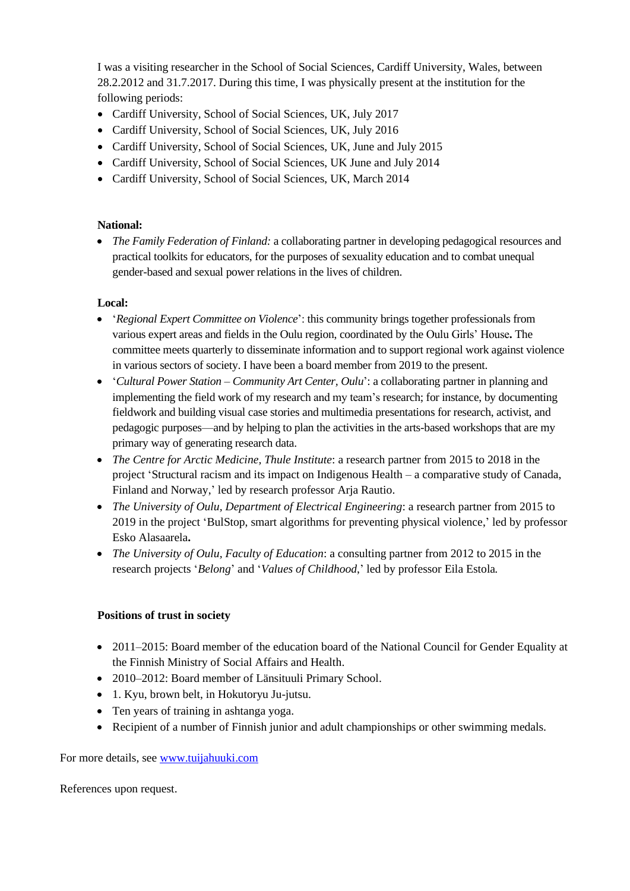I was a visiting researcher in the School of Social Sciences, Cardiff University, Wales, between 28.2.2012 and 31.7.2017. During this time, I was physically present at the institution for the following periods:

- Cardiff University, School of Social Sciences, UK, July 2017
- Cardiff University, School of Social Sciences, UK, July 2016
- Cardiff University, School of Social Sciences, UK, June and July 2015
- Cardiff University, School of Social Sciences, UK June and July 2014
- Cardiff University, School of Social Sciences, UK, March 2014

**National:**

- *The Family Federation of Finland:* a collaborating partner in developing pedagogical resources and practical toolkits for educators, for the purposes of sexuality education and to combat unequal gender-based and sexual power relations in the lives of children.

**Local:**

- '*Regional Expert Committee on Violence*': this community brings together professionals from various expert areas and fields in the Oulu region, coordinated by the Oulu Girls' House**.** The committee meets quarterly to disseminate information and to support regional work against violence in various sectors of society. I have been a board member from 2019 to the present.
- '*Cultural Power Station – Community Art Center, Oulu*': a collaborating partner in planning and implementing the field work of my research and my team's research; for instance, by documenting fieldwork and building visual case stories and multimedia presentations for research, activist, and pedagogic purposes—and by helping to plan the activities in the arts-based workshops that are my primary way of generating research data.
- *The Centre for Arctic Medicine, Thule Institute*: a research partner from 2015 to 2018 in the project 'Structural racism and its impact on Indigenous Health – a comparative study of Canada, Finland and Norway,' led by research professor Arja Rautio.
- *The University of Oulu, Department of Electrical Engineering*: a research partner from 2015 to 2019 in the project 'BulStop, smart algorithms for preventing physical violence,' led by professor Esko Alasaarela**.**
- *The University of Oulu, Faculty of Education*: a consulting partner from 2012 to 2015 in the research projects '*Belong*' and '*Values of Childhood*,' led by professor Eila Estola*.*

**Positions of trust in society**

- 2011–2015: Board member of the education board of the National Council for Gender Equality at the Finnish Ministry of Social Affairs and Health.
- 2010–2012: Board member of Länsituuli Primary School.
- 1. Kyu, brown belt, in Hokutoryu Ju-jutsu.
- Ten years of training in ashtanga yoga.
- Recipient of a number of Finnish junior and adult championships or other swimming medals.

For more details, see [www.tuijahuuki.com](http://www.tuijahuuki.com)

References upon request.